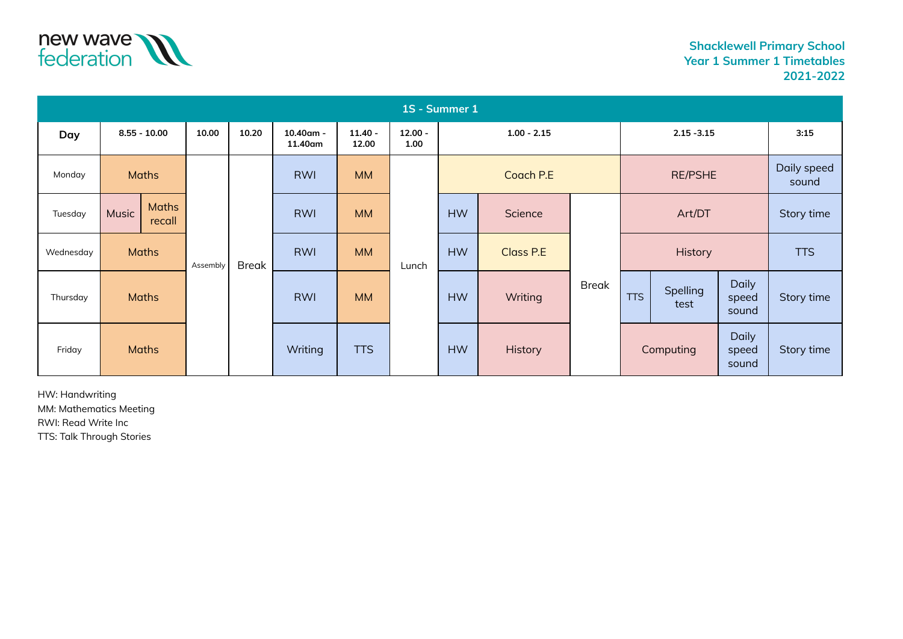new wave federation

**Shacklewell Primary School**
**Year 1 Summer 1 Timetables**
**2021-2022**

## 1S - Summer 1

| Day | 8.55 - 10.00 | | 10.00 | 10.20 | 10.40am - 11.40am | 11.40 - 12.00 | 12.00 - 1.00 | 1.00 - 2.15 | | | 2.15 -3.15 | | | 3:15 |
|---|---|---|---|---|---|---|---|---|---|---|---|---|---|---|
| Monday | Maths | | Assembly | Break | RWI | MM | Lunch | Coach P.E | | | RE/PSHE | | | Daily speed sound |
| Tuesday | Music | Maths recall | Assembly | Break | RWI | MM | Lunch | HW | Science | Break | Art/DT | | | Story time |
| Wednesday | Maths | | Assembly | Break | RWI | MM | Lunch | HW | Class P.E | Break | History | | | TTS |
| Thursday | Maths | | Assembly | Break | RWI | MM | Lunch | HW | Writing | Break | TTS | Spelling test | Daily speed sound | Story time |
| Friday | Maths | | Assembly | Break | Writing | TTS | Lunch | HW | History | Break | Computing | | Daily speed sound | Story time |

HW: Handwriting
MM: Mathematics Meeting
RWI: Read Write Inc
TTS: Talk Through Stories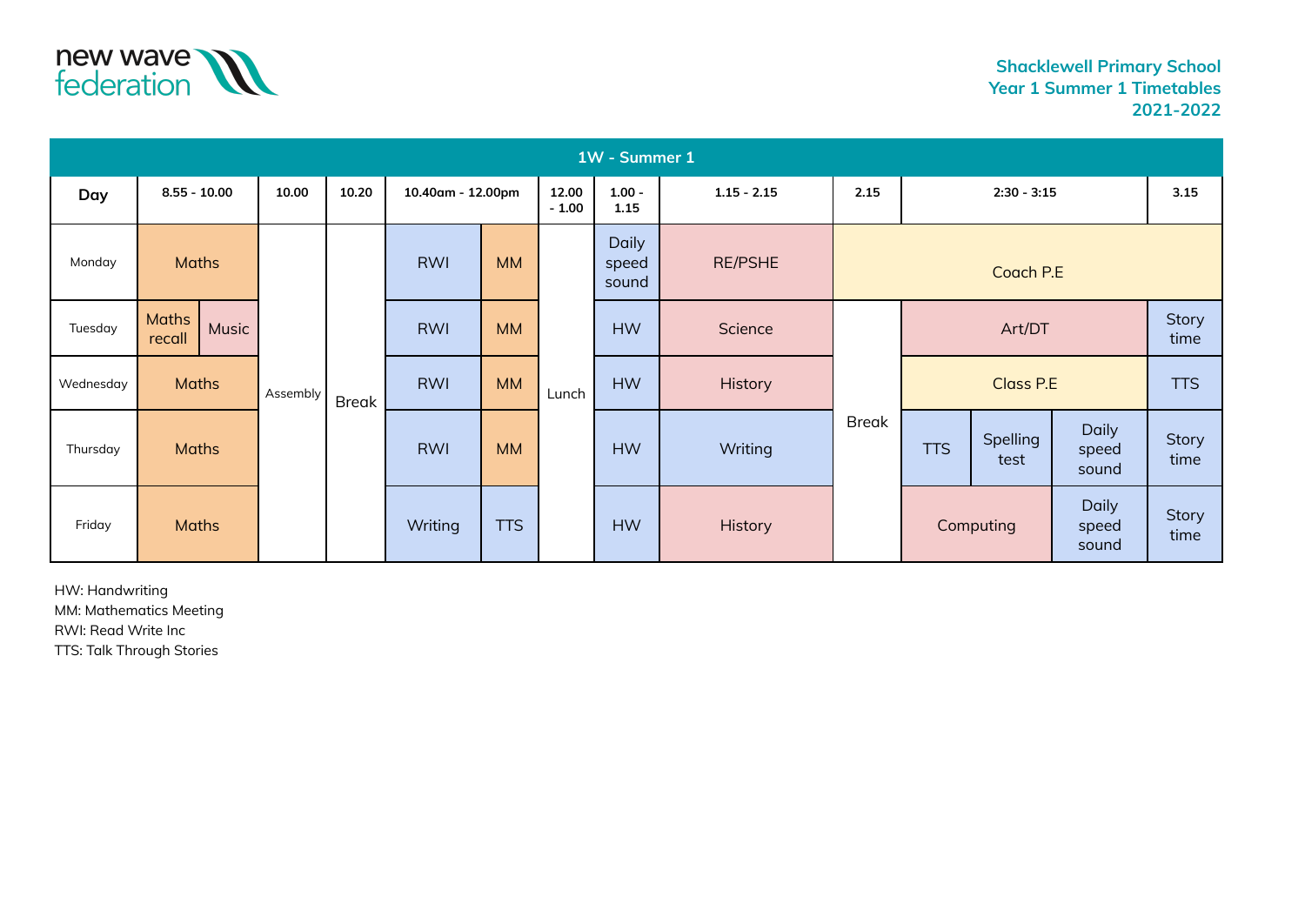new wave federation

**Shacklewell Primary School**
**Year 1 Summer 1 Timetables**
**2021-2022**

| 1W - Summer 1 | | | | | | | | | | | | | | |
|---|---|---|---|---|---|---|---|---|---|---|---|---|---|---|
| **Day** | **8.55 - 10.00** | | **10.00** | **10.20** | **10.40am - 12.00pm** | | **12.00 - 1.00** | **1.00 - 1.15** | **1.15 - 2.15** | **2.15** | **2:30 - 3:15** | | | **3.15** |
| Monday | Maths | | Assembly | Break | RWI | MM | Lunch | Daily speed sound | RE/PSHE | Coach P.E | | | | |
| Tuesday | Maths recall | Music | Assembly | Break | RWI | MM | Lunch | HW | Science | Break | Art/DT | | | Story time |
| Wednesday | Maths | | Assembly | Break | RWI | MM | Lunch | HW | History | Break | Class P.E | | | TTS |
| Thursday | Maths | | Assembly | Break | RWI | MM | Lunch | HW | Writing | Break | TTS | Spelling test | Daily speed sound | Story time |
| Friday | Maths | | Assembly | Break | Writing | TTS | Lunch | HW | History | Break | Computing | | Daily speed sound | Story time |

HW: Handwriting
MM: Mathematics Meeting
RWI: Read Write Inc
TTS: Talk Through Stories